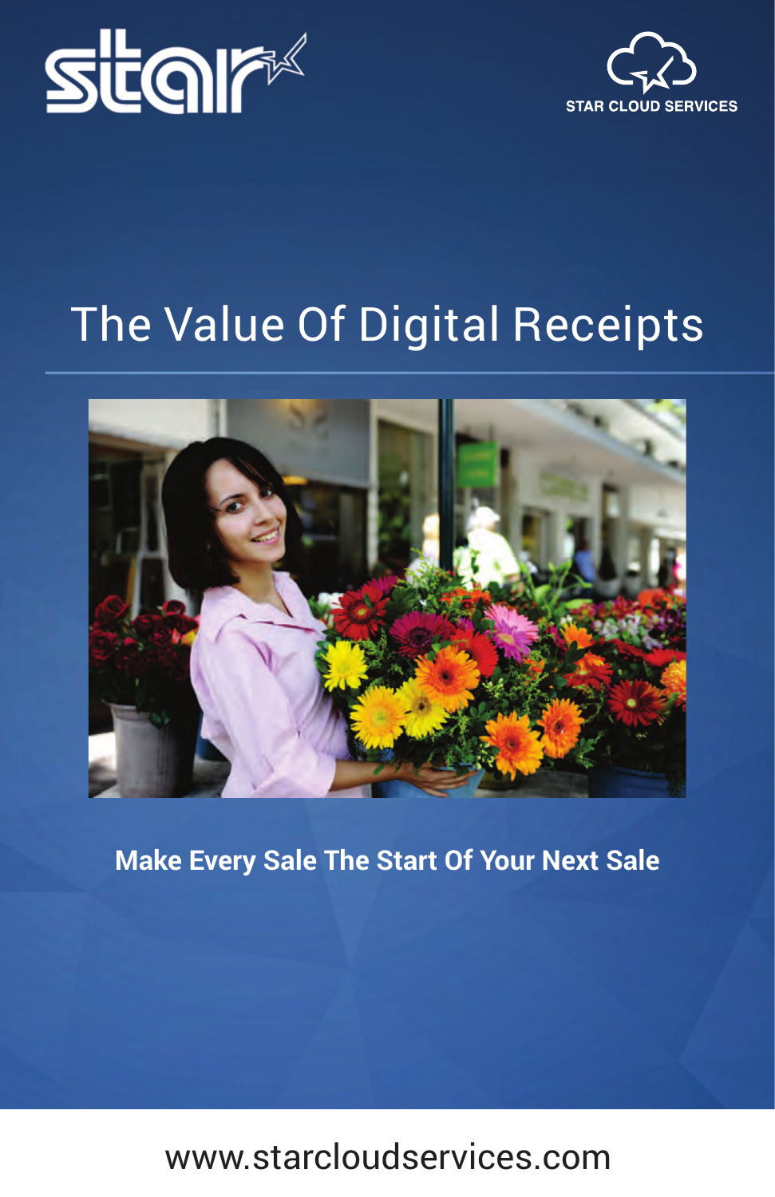STAR CLOUD SERVICES

# The Value Of Digital Receipts

**Make Every Sale The Start Of Your Next Sale**

www.starcloudservices.com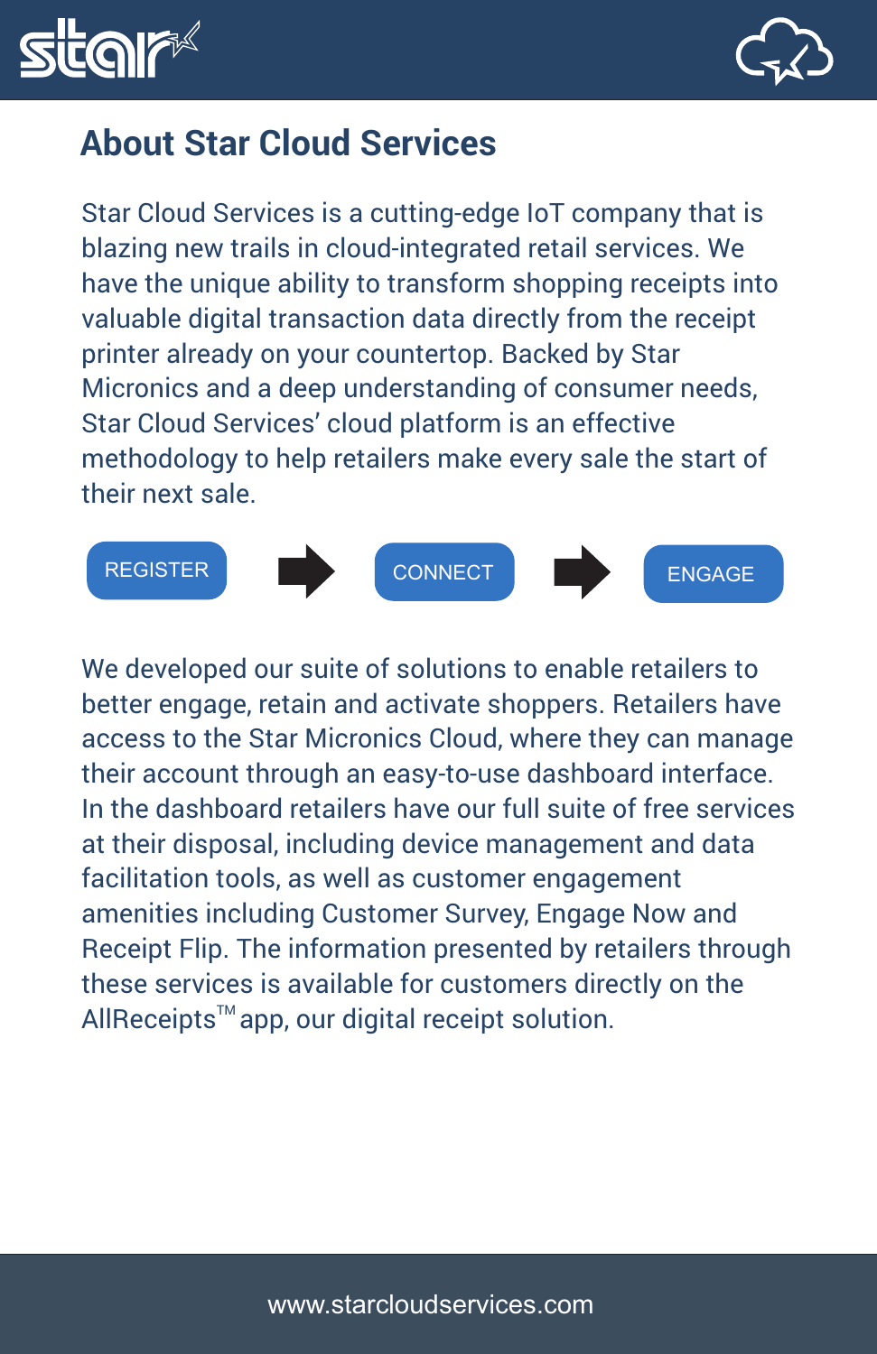## About Star Cloud Services

Star Cloud Services is a cutting-edge IoT company that is blazing new trails in cloud-integrated retail services. We have the unique ability to transform shopping receipts into valuable digital transaction data directly from the receipt printer already on your countertop. Backed by Star Micronics and a deep understanding of consumer needs, Star Cloud Services' cloud platform is an effective methodology to help retailers make every sale the start of their next sale.

REGISTER → CONNECT → ENGAGE

We developed our suite of solutions to enable retailers to better engage, retain and activate shoppers. Retailers have access to the Star Micronics Cloud, where they can manage their account through an easy-to-use dashboard interface. In the dashboard retailers have our full suite of free services at their disposal, including device management and data facilitation tools, as well as customer engagement amenities including Customer Survey, Engage Now and Receipt Flip. The information presented by retailers through these services is available for customers directly on the AllReceipts™ app, our digital receipt solution.

www.starcloudservices.com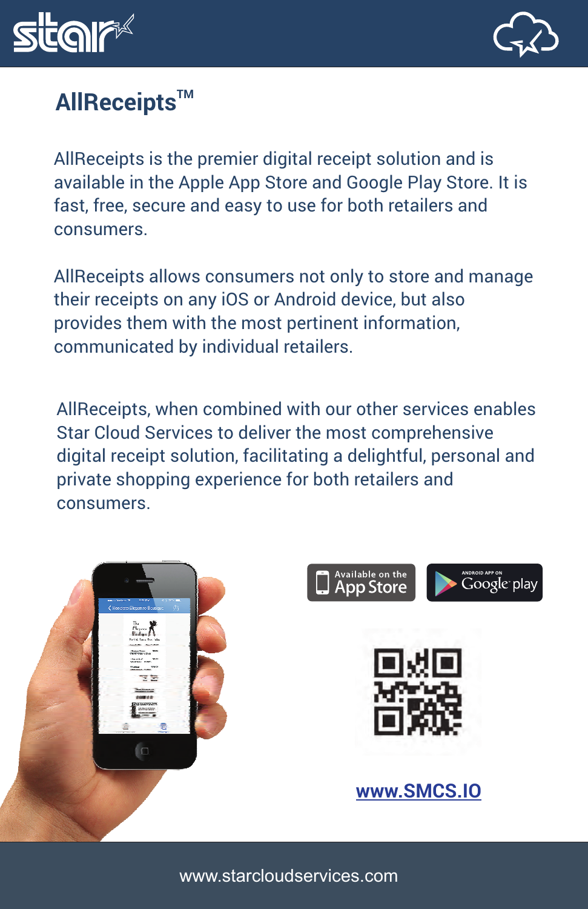# AllReceipts™

AllReceipts is the premier digital receipt solution and is available in the Apple App Store and Google Play Store. It is fast, free, secure and easy to use for both retailers and consumers.

AllReceipts allows consumers not only to store and manage their receipts on any iOS or Android device, but also provides them with the most pertinent information, communicated by individual retailers.

AllReceipts, when combined with our other services enables Star Cloud Services to deliver the most comprehensive digital receipt solution, facilitating a delightful, personal and private shopping experience for both retailers and consumers.

Available on the App Store

ANDROID APP ON Google play

www.SMCS.IO

www.starcloudservices.com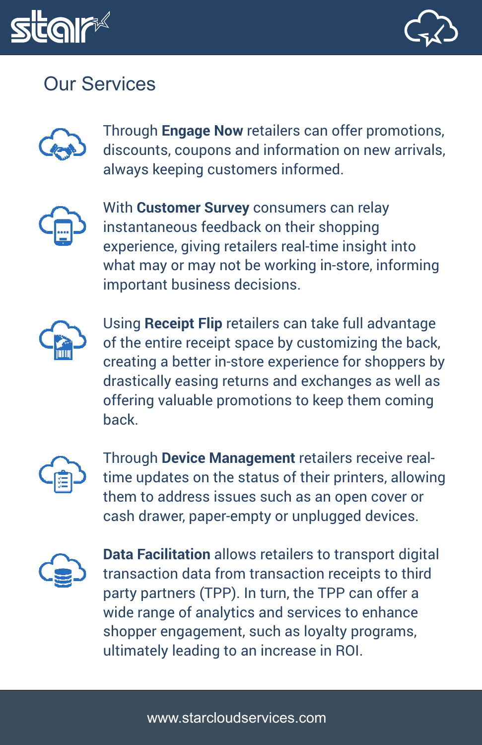# Our Services

Through **Engage Now** retailers can offer promotions, discounts, coupons and information on new arrivals, always keeping customers informed.

With **Customer Survey** consumers can relay instantaneous feedback on their shopping experience, giving retailers real-time insight into what may or may not be working in-store, informing important business decisions.

Using **Receipt Flip** retailers can take full advantage of the entire receipt space by customizing the back, creating a better in-store experience for shoppers by drastically easing returns and exchanges as well as offering valuable promotions to keep them coming back.

Through **Device Management** retailers receive real-time updates on the status of their printers, allowing them to address issues such as an open cover or cash drawer, paper-empty or unplugged devices.

**Data Facilitation** allows retailers to transport digital transaction data from transaction receipts to third party partners (TPP). In turn, the TPP can offer a wide range of analytics and services to enhance shopper engagement, such as loyalty programs, ultimately leading to an increase in ROI.

www.starcloudservices.com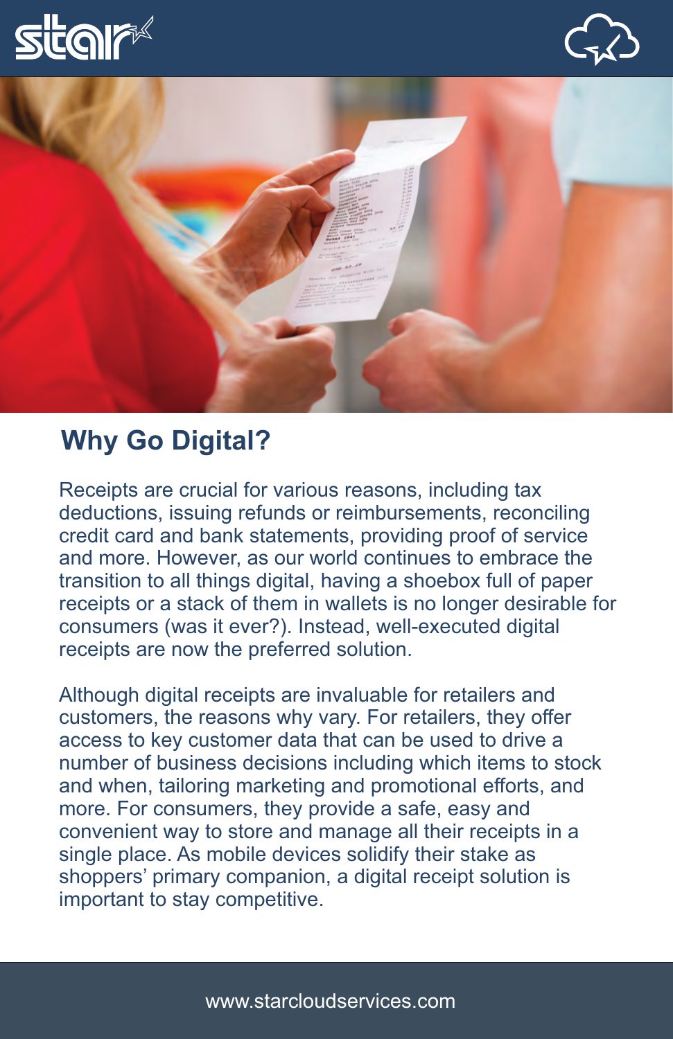## Why Go Digital?

Receipts are crucial for various reasons, including tax deductions, issuing refunds or reimbursements, reconciling credit card and bank statements, providing proof of service and more. However, as our world continues to embrace the transition to all things digital, having a shoebox full of paper receipts or a stack of them in wallets is no longer desirable for consumers (was it ever?). Instead, well-executed digital receipts are now the preferred solution.

Although digital receipts are invaluable for retailers and customers, the reasons why vary. For retailers, they offer access to key customer data that can be used to drive a number of business decisions including which items to stock and when, tailoring marketing and promotional efforts, and more. For consumers, they provide a safe, easy and convenient way to store and manage all their receipts in a single place. As mobile devices solidify their stake as shoppers' primary companion, a digital receipt solution is important to stay competitive.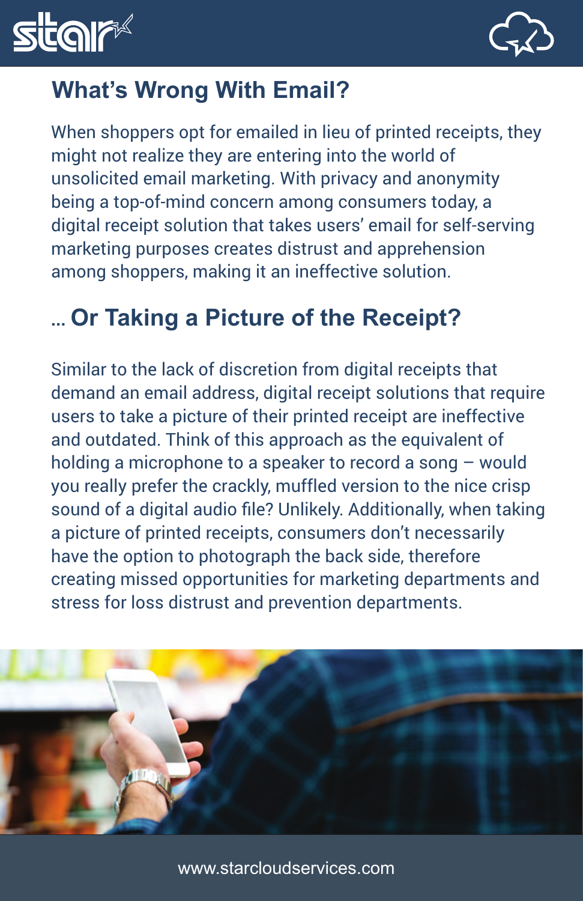## What's Wrong With Email?

When shoppers opt for emailed in lieu of printed receipts, they might not realize they are entering into the world of unsolicited email marketing. With privacy and anonymity being a top-of-mind concern among consumers today, a digital receipt solution that takes users' email for self-serving marketing purposes creates distrust and apprehension among shoppers, making it an ineffective solution.

## ... Or Taking a Picture of the Receipt?

Similar to the lack of discretion from digital receipts that demand an email address, digital receipt solutions that require users to take a picture of their printed receipt are ineffective and outdated. Think of this approach as the equivalent of holding a microphone to a speaker to record a song – would you really prefer the crackly, muffled version to the nice crisp sound of a digital audio file? Unlikely. Additionally, when taking a picture of printed receipts, consumers don't necessarily have the option to photograph the back side, therefore creating missed opportunities for marketing departments and stress for loss distrust and prevention departments.

www.starcloudservices.com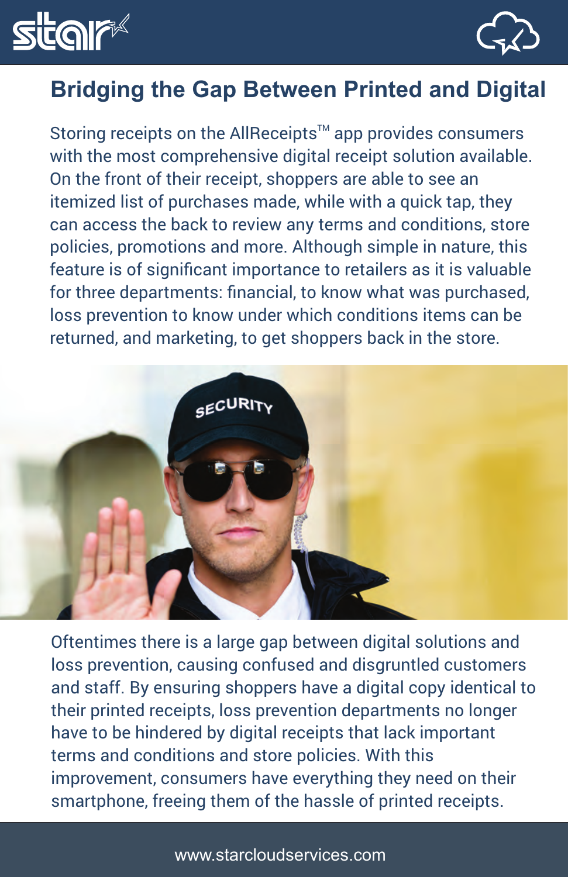## Bridging the Gap Between Printed and Digital

Storing receipts on the AllReceipts™ app provides consumers with the most comprehensive digital receipt solution available. On the front of their receipt, shoppers are able to see an itemized list of purchases made, while with a quick tap, they can access the back to review any terms and conditions, store policies, promotions and more. Although simple in nature, this feature is of significant importance to retailers as it is valuable for three departments: financial, to know what was purchased, loss prevention to know under which conditions items can be returned, and marketing, to get shoppers back in the store.

Oftentimes there is a large gap between digital solutions and loss prevention, causing confused and disgruntled customers and staff. By ensuring shoppers have a digital copy identical to their printed receipts, loss prevention departments no longer have to be hindered by digital receipts that lack important terms and conditions and store policies. With this improvement, consumers have everything they need on their smartphone, freeing them of the hassle of printed receipts.

www.starcloudservices.com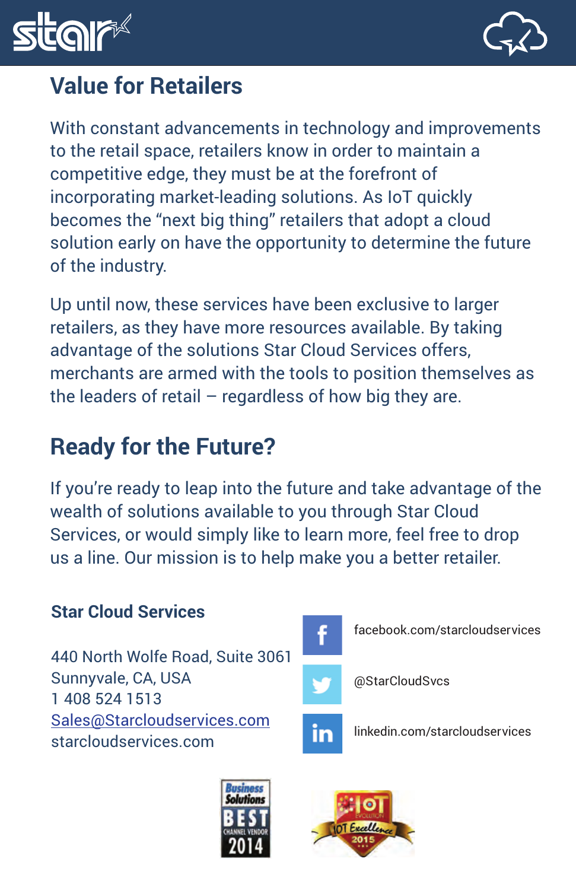## Value for Retailers

With constant advancements in technology and improvements to the retail space, retailers know in order to maintain a competitive edge, they must be at the forefront of incorporating market-leading solutions. As IoT quickly becomes the "next big thing" retailers that adopt a cloud solution early on have the opportunity to determine the future of the industry.

Up until now, these services have been exclusive to larger retailers, as they have more resources available. By taking advantage of the solutions Star Cloud Services offers, merchants are armed with the tools to position themselves as the leaders of retail – regardless of how big they are.

## Ready for the Future?

If you're ready to leap into the future and take advantage of the wealth of solutions available to you through Star Cloud Services, or would simply like to learn more, feel free to drop us a line. Our mission is to help make you a better retailer.

### Star Cloud Services

440 North Wolfe Road, Suite 3061
Sunnyvale, CA, USA
1 408 524 1513
Sales@Starcloudservices.com
starcloudservices.com

facebook.com/starcloudservices

@StarCloudSvcs

linkedin.com/starcloudservices